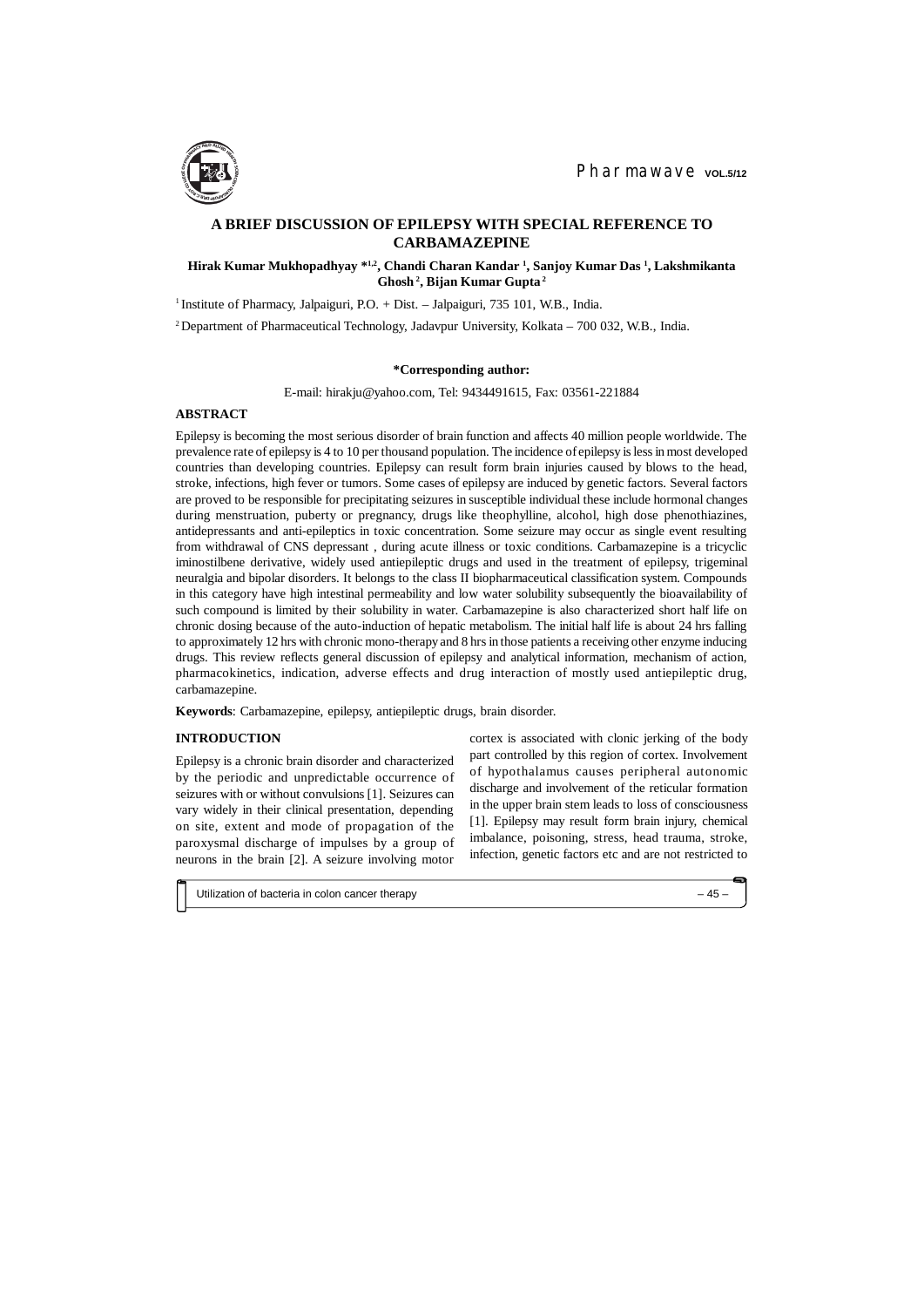# A BRIEF DISCUSSION OF EPILEPSY WITH SPECIAL REFERENCE TO CARBAMAZEPINE

**Hirak Kumar Mukhopadhyay *[1,2], Chandi Charan Kandar [1], Sanjoy Kumar Das [1], Lakshmikanta Ghosh [2], Bijan Kumar Gupta [2]**

[1] Institute of Pharmacy, Jalpaiguri, P.O. + Dist. – Jalpaiguri, 735 101, W.B., India.

[2] Department of Pharmaceutical Technology, Jadavpur University, Kolkata – 700 032, W.B., India.

**\*Corresponding author:**

E-mail: hirakju@yahoo.com, Tel: 9434491615, Fax: 03561-221884

## ABSTRACT

Epilepsy is becoming the most serious disorder of brain function and affects 40 million people worldwide. The prevalence rate of epilepsy is 4 to 10 per thousand population. The incidence of epilepsy is less in most developed countries than developing countries. Epilepsy can result form brain injuries caused by blows to the head, stroke, infections, high fever or tumors. Some cases of epilepsy are induced by genetic factors. Several factors are proved to be responsible for precipitating seizures in susceptible individual these include hormonal changes during menstruation, puberty or pregnancy, drugs like theophylline, alcohol, high dose phenothiazines, antidepressants and anti-epileptics in toxic concentration. Some seizure may occur as single event resulting from withdrawal of CNS depressant , during acute illness or toxic conditions. Carbamazepine is a tricyclic iminostilbene derivative, widely used antiepileptic drugs and used in the treatment of epilepsy, trigeminal neuralgia and bipolar disorders. It belongs to the class II biopharmaceutical classification system. Compounds in this category have high intestinal permeability and low water solubility subsequently the bioavailability of such compound is limited by their solubility in water. Carbamazepine is also characterized short half life on chronic dosing because of the auto-induction of hepatic metabolism. The initial half life is about 24 hrs falling to approximately 12 hrs with chronic mono-therapy and 8 hrs in those patients a receiving other enzyme inducing drugs. This review reflects general discussion of epilepsy and analytical information, mechanism of action, pharmacokinetics, indication, adverse effects and drug interaction of mostly used antiepileptic drug, carbamazepine.

**Keywords**: Carbamazepine, epilepsy, antiepileptic drugs, brain disorder.

## INTRODUCTION

Epilepsy is a chronic brain disorder and characterized by the periodic and unpredictable occurrence of seizures with or without convulsions [1]. Seizures can vary widely in their clinical presentation, depending on site, extent and mode of propagation of the paroxysmal discharge of impulses by a group of neurons in the brain [2]. A seizure involving motor cortex is associated with clonic jerking of the body part controlled by this region of cortex. Involvement of hypothalamus causes peripheral autonomic discharge and involvement of the reticular formation in the upper brain stem leads to loss of consciousness [1]. Epilepsy may result form brain injury, chemical imbalance, poisoning, stress, head trauma, stroke, infection, genetic factors etc and are not restricted to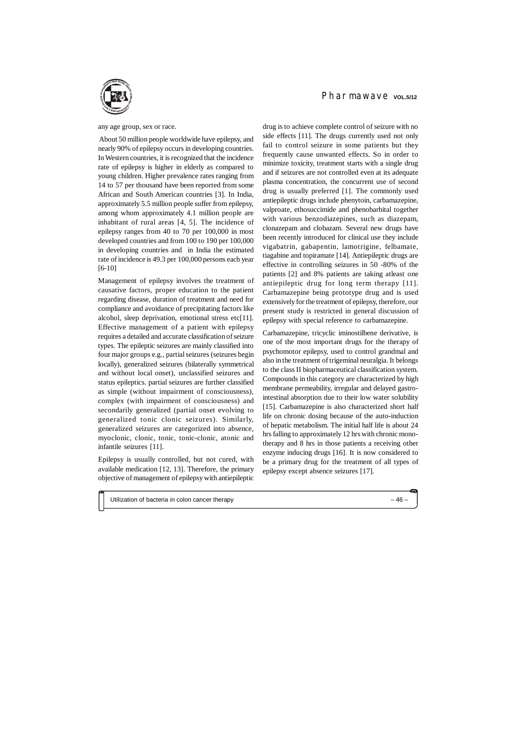any age group, sex or race.

About 50 million people worldwide have epilepsy, and nearly 90% of epilepsy occurs in developing countries. In Western countries, it is recognized that the incidence rate of epilepsy is higher in elderly as compared to young children. Higher prevalence rates ranging from 14 to 57 per thousand have been reported from some African and South American countries [3]. In India, approximately 5.5 million people suffer from epilepsy, among whom approximately 4.1 million people are inhabitant of rural areas [4, 5]. The incidence of epilepsy ranges from 40 to 70 per 100,000 in most developed countries and from 100 to 190 per 100,000 in developing countries and in India the estimated rate of incidence is 49.3 per 100,000 persons each year [6-10]

Management of epilepsy involves the treatment of causative factors, proper education to the patient regarding disease, duration of treatment and need for compliance and avoidance of precipitating factors like alcohol, sleep deprivation, emotional stress etc[11]. Effective management of a patient with epilepsy requires a detailed and accurate classification of seizure types. The epileptic seizures are mainly classified into four major groups e.g., partial seizures (seizures begin locally), generalized seizures (bilaterally symmetrical and without local onset), unclassified seizures and status epileptics. partial seizures are further classified as simple (without impairment of consciousness), complex (with impairment of consciousness) and secondarily generalized (partial onset evolving to generalized tonic clonic seizures). Similarly, generalized seizures are categorized into absence, myoclonic, clonic, tonic, tonic-clonic, atonic and infantile seizures [11].

Epilepsy is usually controlled, but not cured, with available medication [12, 13]. Therefore, the primary objective of management of epilepsy with antiepileptic drug is to achieve complete control of seizure with no side effects [11]. The drugs currently used not only fail to control seizure in some patients but they frequently cause unwanted effects. So in order to minimize toxicity, treatment starts with a single drug and if seizures are not controlled even at its adequate plasma concentration, the concurrent use of second drug is usually preferred [1]. The commonly used antiepileptic drugs include phenytoin, carbamazepine, valproate, ethosuccimide and phenobarbital together with various benzodiazepines, such as diazepam, clonazepam and clobazam. Several new drugs have been recently introduced for clinical use they include vigabatrin, gabapentin, lamotrigine, felbamate, tiagabine and topiramate [14]. Antiepileptic drugs are effective in controlling seizures in 50 -80% of the patients [2] and 8% patients are taking atleast one antiepileptic drug for long term therapy [11]. Carbamazepine being prototype drug and is used extensively for the treatment of epilepsy, therefore, our present study is restricted in general discussion of epilepsy with special reference to carbamazepine.

Carbamazepine, tricyclic iminostilbene derivative, is one of the most important drugs for the therapy of psychomotor epilepsy, used to control grandmal and also in the treatment of trigeminal neuralgia. It belongs to the class II biopharmaceutical classification system. Compounds in this category are characterized by high membrane permeability, irregular and delayed gastro-intestinal absorption due to their low water solubility [15]. Carbamazepine is also characterized short half life on chronic dosing because of the auto-induction of hepatic metabolism. The initial half life is about 24 hrs falling to approximately 12 hrs with chronic mono-therapy and 8 hrs in those patients a receiving other enzyme inducing drugs [16]. It is now considered to be a primary drug for the treatment of all types of epilepsy except absence seizures [17].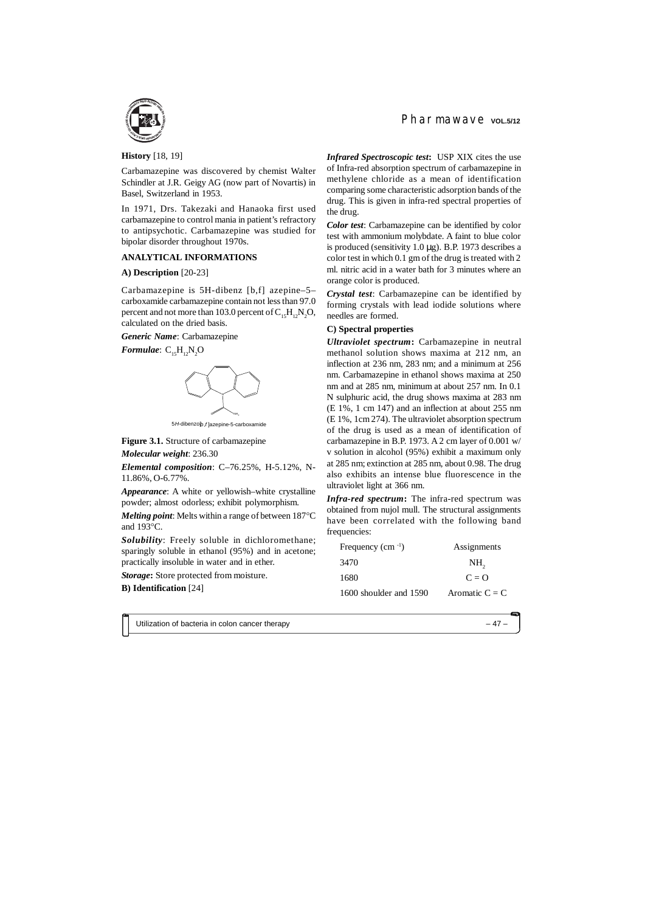**History** [18, 19]

Carbamazepine was discovered by chemist Walter Schindler at J.R. Geigy AG (now part of Novartis) in Basel, Switzerland in 1953.

In 1971, Drs. Takezaki and Hanaoka first used carbamazepine to control mania in patient's refractory to antipsychotic. Carbamazepine was studied for bipolar disorder throughout 1970s.

**ANALYTICAL INFORMATIONS**

**A) Description** [20-23]

Carbamazepine is 5H-dibenz [b,f] azepine–5–carboxamide carbamazepine contain not less than 97.0 percent and not more than 103.0 percent of $C_{15}H_{12}N_2O$, calculated on the dried basis.

***Generic Name***: Carbamazepine

***Formulae***: $C_{15}H_{12}N_2O$

5*H*-dibenzo[*b*,*f*]azepine-5-carboxamide

**Figure 3.1.** Structure of carbamazepine

***Molecular weight***: 236.30

***Elemental composition***: C–76.25%, H-5.12%, N-11.86%, O-6.77%.

***Appearance***: A white or yellowish–white crystalline powder; almost odorless; exhibit polymorphism.

***Melting point***: Melts within a range of between 187°C and 193°C.

***Solubility***: Freely soluble in dichloromethane; sparingly soluble in ethanol (95%) and in acetone; practically insoluble in water and in ether.

***Storage*:** Store protected from moisture.

**B) Identification** [24]

***Infrared Spectroscopic test*:** USP XIX cites the use of Infra-red absorption spectrum of carbamazepine in methylene chloride as a mean of identification comparing some characteristic adsorption bands of the drug. This is given in infra-red spectral properties of the drug.

***Color test***: Carbamazepine can be identified by color test with ammonium molybdate. A faint to blue color is produced (sensitivity 1.0 μg). B.P. 1973 describes a color test in which 0.1 gm of the drug is treated with 2 ml. nitric acid in a water bath for 3 minutes where an orange color is produced.

***Crystal test***: Carbamazepine can be identified by forming crystals with lead iodide solutions where needles are formed.

**C) Spectral properties**

***Ultraviolet spectrum*:** Carbamazepine in neutral methanol solution shows maxima at 212 nm, an inflection at 236 nm, 283 nm; and a minimum at 256 nm. Carbamazepine in ethanol shows maxima at 250 nm and at 285 nm, minimum at about 257 nm. In 0.1 N sulphuric acid, the drug shows maxima at 283 nm (E 1%, 1 cm 147) and an inflection at about 255 nm (E 1%, 1cm 274). The ultraviolet absorption spectrum of the drug is used as a mean of identification of carbamazepine in B.P. 1973. A 2 cm layer of 0.001 w/v solution in alcohol (95%) exhibit a maximum only at 285 nm; extinction at 285 nm, about 0.98. The drug also exhibits an intense blue fluorescence in the ultraviolet light at 366 nm.

***Infra-red spectrum*:** The infra-red spectrum was obtained from nujol mull. The structural assignments have been correlated with the following band frequencies:

| Frequency ($cm^{-1}$) | Assignments |
|---|---|
| 3470 | $NH_2$ |
| 1680 | C = O |
| 1600 shoulder and 1590 | Aromatic C = C |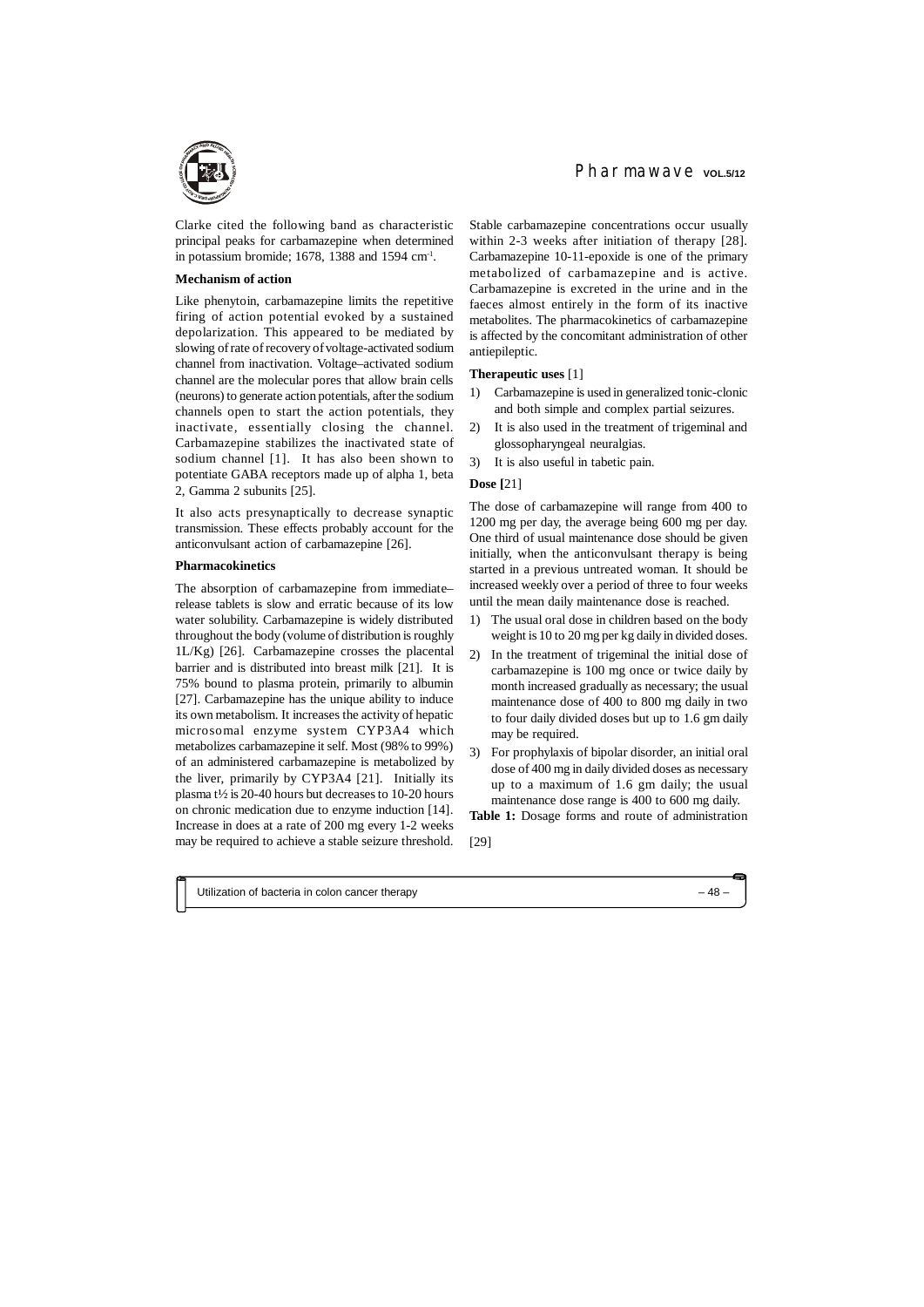Clarke cited the following band as characteristic principal peaks for carbamazepine when determined in potassium bromide; 1678, 1388 and 1594 $cm^{-1}$.

**Mechanism of action**

Like phenytoin, carbamazepine limits the repetitive firing of action potential evoked by a sustained depolarization. This appeared to be mediated by slowing of rate of recovery of voltage-activated sodium channel from inactivation. Voltage–activated sodium channel are the molecular pores that allow brain cells (neurons) to generate action potentials, after the sodium channels open to start the action potentials, they inactivate, essentially closing the channel. Carbamazepine stabilizes the inactivated state of sodium channel [1]. It has also been shown to potentiate GABA receptors made up of alpha 1, beta 2, Gamma 2 subunits [25].

It also acts presynaptically to decrease synaptic transmission. These effects probably account for the anticonvulsant action of carbamazepine [26].

**Pharmacokinetics**

The absorption of carbamazepine from immediate–release tablets is slow and erratic because of its low water solubility. Carbamazepine is widely distributed throughout the body (volume of distribution is roughly 1L/Kg) [26]. Carbamazepine crosses the placental barrier and is distributed into breast milk [21]. It is 75% bound to plasma protein, primarily to albumin [27]. Carbamazepine has the unique ability to induce its own metabolism. It increases the activity of hepatic microsomal enzyme system CYP3A4 which metabolizes carbamazepine it self. Most (98% to 99%) of an administered carbamazepine is metabolized by the liver, primarily by CYP3A4 [21]. Initially its plasma $t_{1/2}$ is 20-40 hours but decreases to 10-20 hours on chronic medication due to enzyme induction [14]. Increase in does at a rate of 200 mg every 1-2 weeks may be required to achieve a stable seizure threshold. Stable carbamazepine concentrations occur usually within 2-3 weeks after initiation of therapy [28]. Carbamazepine 10-11-epoxide is one of the primary metabolized of carbamazepine and is active. Carbamazepine is excreted in the urine and in the faeces almost entirely in the form of its inactive metabolites. The pharmacokinetics of carbamazepine is affected by the concomitant administration of other antiepileptic.

**Therapeutic uses** [1]

1) Carbamazepine is used in generalized tonic-clonic and both simple and complex partial seizures.
2) It is also used in the treatment of trigeminal and glossopharyngeal neuralgias.
3) It is also useful in tabetic pain.

**Dose [**21]

The dose of carbamazepine will range from 400 to 1200 mg per day, the average being 600 mg per day. One third of usual maintenance dose should be given initially, when the anticonvulsant therapy is being started in a previous untreated woman. It should be increased weekly over a period of three to four weeks until the mean daily maintenance dose is reached.

1) The usual oral dose in children based on the body weight is 10 to 20 mg per kg daily in divided doses.
2) In the treatment of trigeminal the initial dose of carbamazepine is 100 mg once or twice daily by month increased gradually as necessary; the usual maintenance dose of 400 to 800 mg daily in two to four daily divided doses but up to 1.6 gm daily may be required.
3) For prophylaxis of bipolar disorder, an initial oral dose of 400 mg in daily divided doses as necessary up to a maximum of 1.6 gm daily; the usual maintenance dose range is 400 to 600 mg daily.

**Table 1:** Dosage forms and route of administration [29]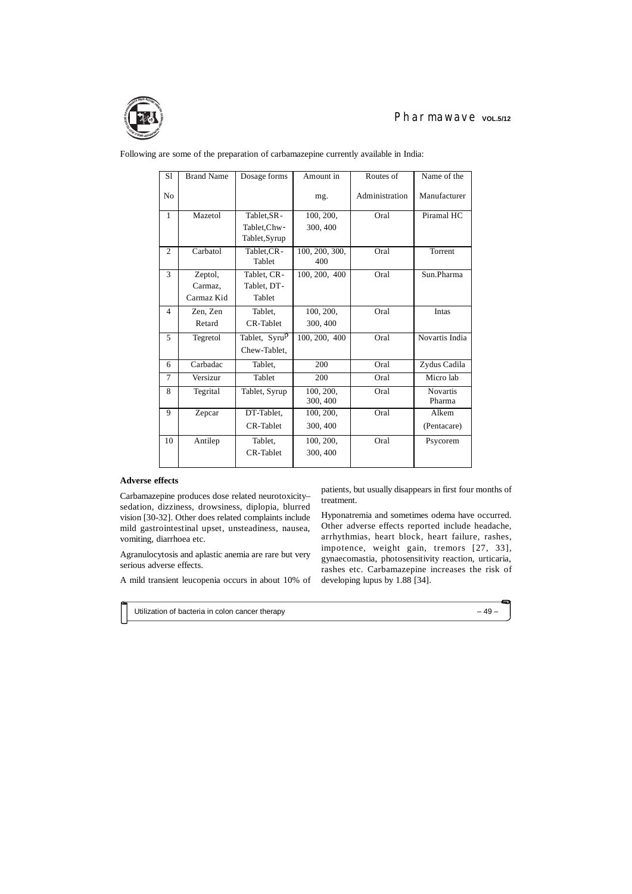Following are some of the preparation of carbamazepine currently available in India:

| Sl No | Brand Name | Dosage forms | Amount in mg. | Routes of Administration | Name of the Manufacturer |
|---|---|---|---|---|---|
| 1 | Mazetol | Tablet,SR-Tablet,Chw-Tablet,Syrup | 100, 200, 300, 400 | Oral | Piramal HC |
| 2 | Carbatol | Tablet,CR-Tablet | 100, 200, 300, 400 | Oral | Torrent |
| 3 | Zeptol, Carmaz, Carmaz Kid | Tablet, CR-Tablet, DT-Tablet | 100, 200, 400 | Oral | Sun.Pharma |
| 4 | Zen, Zen Retard | Tablet, CR-Tablet | 100, 200, 300, 400 | Oral | Intas |
| 5 | Tegretol | Tablet, Syrup Chew-Tablet, | 100, 200, 400 | Oral | Novartis India |
| 6 | Carbadac | Tablet, | 200 | Oral | Zydus Cadila |
| 7 | Versizur | Tablet | 200 | Oral | Micro lab |
| 8 | Tegrital | Tablet, Syrup | 100, 200, 300, 400 | Oral | Novartis Pharma |
| 9 | Zepcar | DT-Tablet, CR-Tablet | 100, 200, 300, 400 | Oral | Alkem (Pentacare) |
| 10 | Antilep | Tablet, CR-Tablet | 100, 200, 300, 400 | Oral | Psycorem |

**Adverse effects**

Carbamazepine produces dose related neurotoxicity– sedation, dizziness, drowsiness, diplopia, blurred vision [30-32]. Other does related complaints include mild gastrointestinal upset, unsteadiness, nausea, vomiting, diarrhoea etc.

Agranulocytosis and aplastic anemia are rare but very serious adverse effects.

A mild transient leucopenia occurs in about 10% of patients, but usually disappears in first four months of treatment.

Hyponatremia and sometimes odema have occurred. Other adverse effects reported include headache, arrhythmias, heart block, heart failure, rashes, impotence, weight gain, tremors [27, 33], gynaecomastia, photosensitivity reaction, urticaria, rashes etc. Carbamazepine increases the risk of developing lupus by 1.88 [34].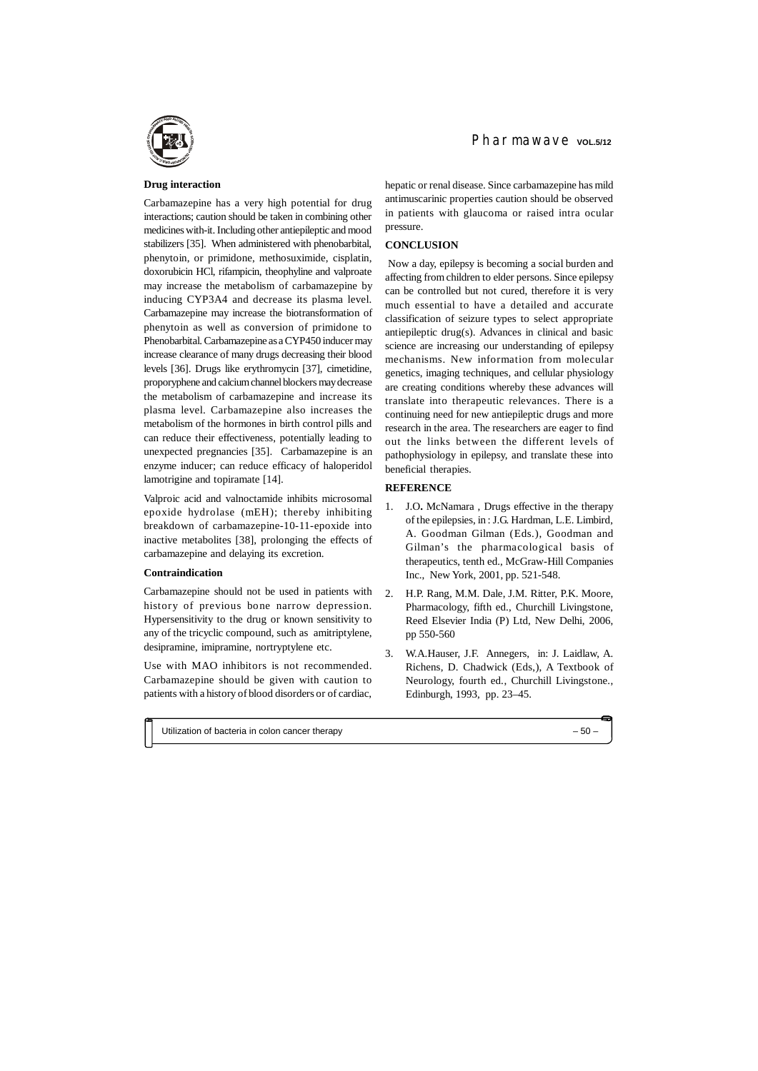### Drug interaction

Carbamazepine has a very high potential for drug interactions; caution should be taken in combining other medicines with-it. Including other antiepileptic and mood stabilizers [35]. When administered with phenobarbital, phenytoin, or primidone, methosuximide, cisplatin, doxorubicin HCl, rifampicin, theophyline and valproate may increase the metabolism of carbamazepine by inducing CYP3A4 and decrease its plasma level. Carbamazepine may increase the biotransformation of phenytoin as well as conversion of primidone to Phenobarbital. Carbamazepine as a CYP450 inducer may increase clearance of many drugs decreasing their blood levels [36]. Drugs like erythromycin [37], cimetidine, proporyphene and calcium channel blockers may decrease the metabolism of carbamazepine and increase its plasma level. Carbamazepine also increases the metabolism of the hormones in birth control pills and can reduce their effectiveness, potentially leading to unexpected pregnancies [35]. Carbamazepine is an enzyme inducer; can reduce efficacy of haloperidol lamotrigine and topiramate [14].

Valproic acid and valnoctamide inhibits microsomal epoxide hydrolase (mEH); thereby inhibiting breakdown of carbamazepine-10-11-epoxide into inactive metabolites [38], prolonging the effects of carbamazepine and delaying its excretion.

### Contraindication

Carbamazepine should not be used in patients with history of previous bone narrow depression. Hypersensitivity to the drug or known sensitivity to any of the tricyclic compound, such as amitriptylene, desipramine, imipramine, nortryptylene etc.

Use with MAO inhibitors is not recommended. Carbamazepine should be given with caution to patients with a history of blood disorders or of cardiac, hepatic or renal disease. Since carbamazepine has mild antimuscarinic properties caution should be observed in patients with glaucoma or raised intra ocular pressure.

## CONCLUSION

Now a day, epilepsy is becoming a social burden and affecting from children to elder persons. Since epilepsy can be controlled but not cured, therefore it is very much essential to have a detailed and accurate classification of seizure types to select appropriate antiepileptic drug(s). Advances in clinical and basic science are increasing our understanding of epilepsy mechanisms. New information from molecular genetics, imaging techniques, and cellular physiology are creating conditions whereby these advances will translate into therapeutic relevances. There is a continuing need for new antiepileptic drugs and more research in the area. The researchers are eager to find out the links between the different levels of pathophysiology in epilepsy, and translate these into beneficial therapies.

## REFERENCE

1. J.O**.** McNamara , Drugs effective in the therapy of the epilepsies, in : J.G. Hardman, L.E. Limbird, A. Goodman Gilman (Eds.), Goodman and Gilman's the pharmacological basis of therapeutics, tenth ed., McGraw-Hill Companies Inc., New York, 2001, pp. 521-548.
2. H.P. Rang, M.M. Dale, J.M. Ritter, P.K. Moore, Pharmacology, fifth ed., Churchill Livingstone, Reed Elsevier India (P) Ltd, New Delhi, 2006, pp 550-560
3. W.A.Hauser, J.F. Annegers, in: J. Laidlaw, A. Richens, D. Chadwick (Eds,), A Textbook of Neurology, fourth ed., Churchill Livingstone., Edinburgh, 1993, pp. 23–45.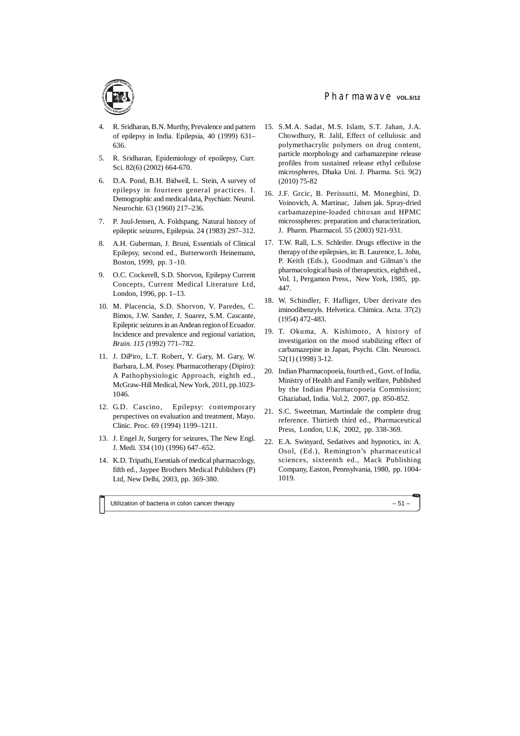4. R. Sridharan, B.N. Murthy, Prevalence and pattern of epilepsy in India. Epilepsia, 40 (1999) 631–636.

5. R. Sridharan, Epidemiology of epoilepsy, Curr. Sci. 82(6) (2002) 664-670.

6. D.A. Pond, B.H. Bidwell, L. Stein, A survey of epilepsy in fourteen general practices. I. Demographic and medical data, Psychiatr. Neurol. Neurochir. 63 (1960) 217–236.

7. P. Juul-Jensen, A. Foldspang, Natural history of epileptic seizures, Epilepsia. 24 (1983) 297–312.

8. A.H. Guberman, J. Bruni, Essentials of Clinical Epilepsy, second ed., Butterworth Heinemann, Boston, 1999, pp. 3 -10.

9. O.C. Cockerell, S.D. Shorvon, Epilepsy Current Concepts, Current Medical Literature Ltd, London, 1996, pp. 1–13.

10. M. Placencia, S.D. Shorvon, V. Paredes, C. Bimos, J.W. Sander, J. Suarez, S.M. Cascante, Epileptic seizures in an Andean region of Ecuador. Incidence and prevalence and regional variation, *Brain. 115 (*1992) 771–782.

11. J. DiPiro, L.T. Robert, Y. Gary, M. Gary, W. Barbara, L.M. Posey. Pharmacotherapy (Dipiro): A Pathophysiologic Approach, eighth ed., McGraw-Hill Medical, New York, 2011, pp.1023-1046.

12. G.D. Cascino, Epilepsy: contemporary perspectives on evaluation and treatment, Mayo. Clinic. Proc. 69 (1994) 1199–1211.

13. J. Engel Jr, Surgery for seizures, The New Engl. J. Medi. 334 (10) (1996) 647–652.

14. K.D. Tripathi, Esentials of medical pharmacology, fifth ed., Jaypee Brothers Medical Publishers (P) Ltd, New Delhi, 2003, pp. 369-380.

15. S.M.A. Sadat, M.S. Islam, S.T. Jahan, J.A. Chowdhury, R. Jalil, Effect of cellulosic and polymethacrylic polymers on drug content, particle morphology and carbamazepine release profiles from sustained release ethyl cellulose microspheres, Dhaka Uni. J. Pharma. Sci. 9(2) (2010) 75-82

16. J.F. Grcic, B. Perissutti, M. Moneghini, D. Voinovich, A. Martinac, Jalsen jak. Spray-dried carbamazepine-loaded chitosan and HPMC microsspheres: preparation and characterization, J. Pharm. Pharmacol. 55 (2003) 921-931.

17. T.W. Rall, L.S. Schleifer. Drugs effective in the therapy of the epilepsies, in: B. Laurence, L. John, P. Keith (Eds.), Goodman and Gilman's the pharmacological basis of therapeutics, eighth ed., Vol. 1, Pergamon Press., New York, 1985, pp. 447.

18. W. Schindler, F. Hafliger, Uber derivate des iminodibenzyls. Helvetica. Chimica. Acta. 37(2) (1954) 472-483.

19. T. Okuma, A. Kishimoto, A history of investigation on the mood stabilizing effect of carbamazepine in Japan, Psychi. Clin. Neurosci. 52(1) (1998) 3-12.

20. Indian Pharmacopoeia, fourth ed., Govt. of India, Ministry of Health and Family welfare, Published by the Indian Pharmacopoeia Commission; Ghaziabad, India. Vol.2, 2007, pp. 850-852.

21. S.C. Sweetman, Martindale the complete drug reference. Thirtieth third ed., Pharmaceutical Press, London, U.K, 2002, pp. 338-369.

22. E.A. Swinyard, Sedatives and hypnotics, in: A. Osol, (Ed.), Remington's pharmaceutical sciences, sixteenth ed., Mack Publishing Company, Easton, Pennsylvania, 1980, pp. 1004-1019.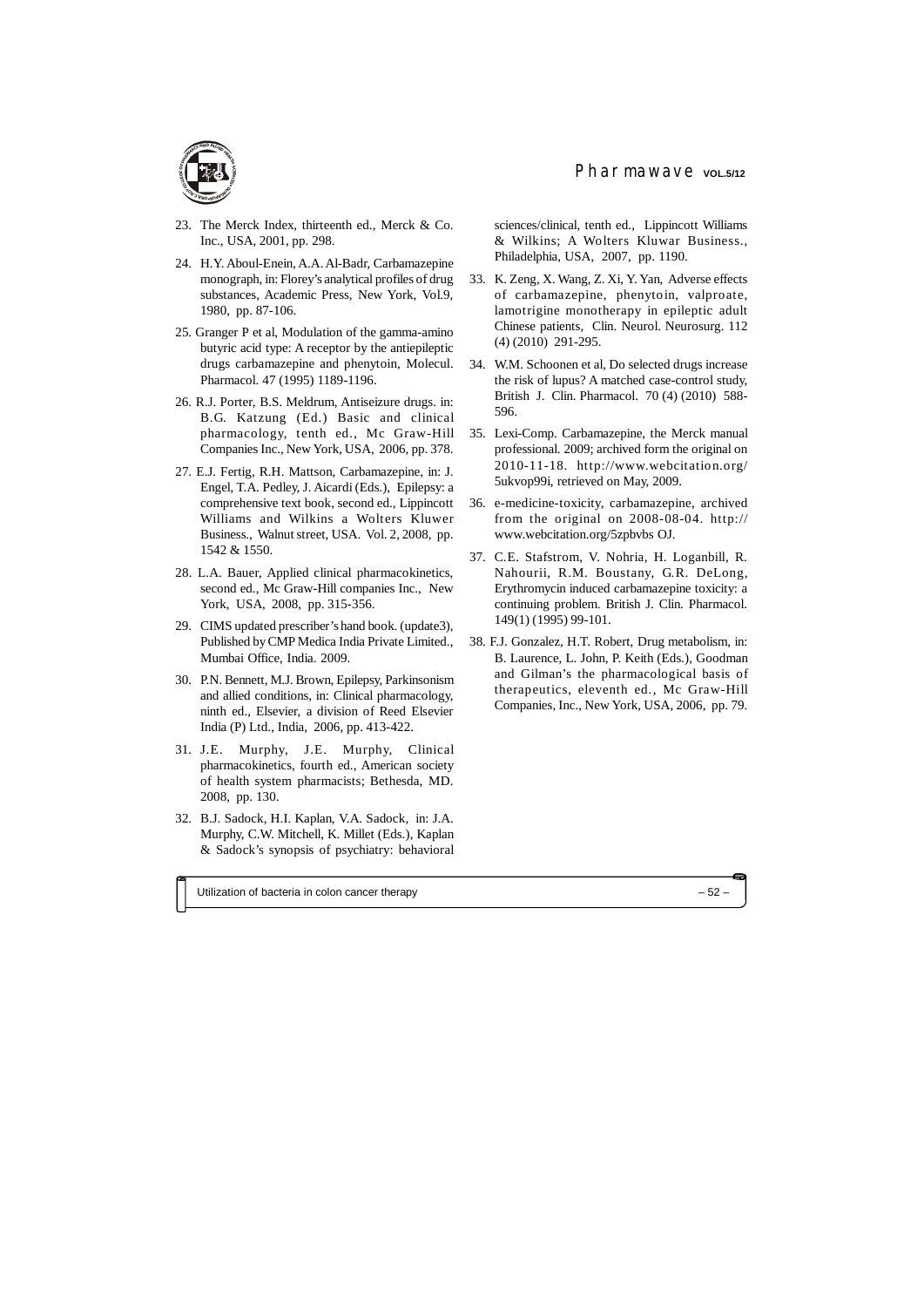23. The Merck Index, thirteenth ed., Merck & Co. Inc., USA, 2001, pp. 298.

24. H.Y. Aboul-Enein, A.A. Al-Badr, Carbamazepine monograph, in: Florey's analytical profiles of drug substances, Academic Press, New York, Vol.9, 1980, pp. 87-106.

25. Granger P et al, Modulation of the gamma-amino butyric acid type: A receptor by the antiepileptic drugs carbamazepine and phenytoin, Molecul. Pharmacol. 47 (1995) 1189-1196.

26. R.J. Porter, B.S. Meldrum, Antiseizure drugs. in: B.G. Katzung (Ed.) Basic and clinical pharmacology, tenth ed., Mc Graw-Hill Companies Inc., New York, USA, 2006, pp. 378.

27. E.J. Fertig, R.H. Mattson, Carbamazepine, in: J. Engel, T.A. Pedley, J. Aicardi (Eds.), Epilepsy: a comprehensive text book, second ed., Lippincott Williams and Wilkins a Wolters Kluwer Business., Walnut street, USA. Vol. 2, 2008, pp. 1542 & 1550.

28. L.A. Bauer, Applied clinical pharmacokinetics, second ed., Mc Graw-Hill companies Inc., New York, USA, 2008, pp. 315-356.

29. CIMS updated prescriber's hand book. (update3), Published by CMP Medica India Private Limited., Mumbai Office, India. 2009.

30. P.N. Bennett, M.J. Brown, Epilepsy, Parkinsonism and allied conditions, in: Clinical pharmacology, ninth ed., Elsevier, a division of Reed Elsevier India (P) Ltd., India, 2006, pp. 413-422.

31. J.E. Murphy, J.E. Murphy, Clinical pharmacokinetics, fourth ed., American society of health system pharmacists; Bethesda, MD. 2008, pp. 130.

32. B.J. Sadock, H.I. Kaplan, V.A. Sadock, in: J.A. Murphy, C.W. Mitchell, K. Millet (Eds.), Kaplan & Sadock's synopsis of psychiatry: behavioral sciences/clinical, tenth ed., Lippincott Williams & Wilkins; A Wolters Kluwar Business., Philadelphia, USA, 2007, pp. 1190.

33. K. Zeng, X. Wang, Z. Xi, Y. Yan, Adverse effects of carbamazepine, phenytoin, valproate, lamotrigine monotherapy in epileptic adult Chinese patients, Clin. Neurol. Neurosurg. 112 (4) (2010) 291-295.

34. W.M. Schoonen et al, Do selected drugs increase the risk of lupus? A matched case-control study, British J. Clin. Pharmacol. 70 (4) (2010) 588-596.

35. Lexi-Comp. Carbamazepine, the Merck manual professional. 2009; archived form the original on 2010-11-18. http://www.webcitation.org/5ukvop99i, retrieved on May, 2009.

36. e-medicine-toxicity, carbamazepine, archived from the original on 2008-08-04. http://www.webcitation.org/5zpbvbs OJ.

37. C.E. Stafstrom, V. Nohria, H. Loganbill, R. Nahourii, R.M. Boustany, G.R. DeLong, Erythromycin induced carbamazepine toxicity: a continuing problem. British J. Clin. Pharmacol. 149(1) (1995) 99-101.

38. F.J. Gonzalez, H.T. Robert, Drug metabolism, in: B. Laurence, L. John, P. Keith (Eds.), Goodman and Gilman's the pharmacological basis of therapeutics, eleventh ed., Mc Graw-Hill Companies, Inc., New York, USA, 2006, pp. 79.